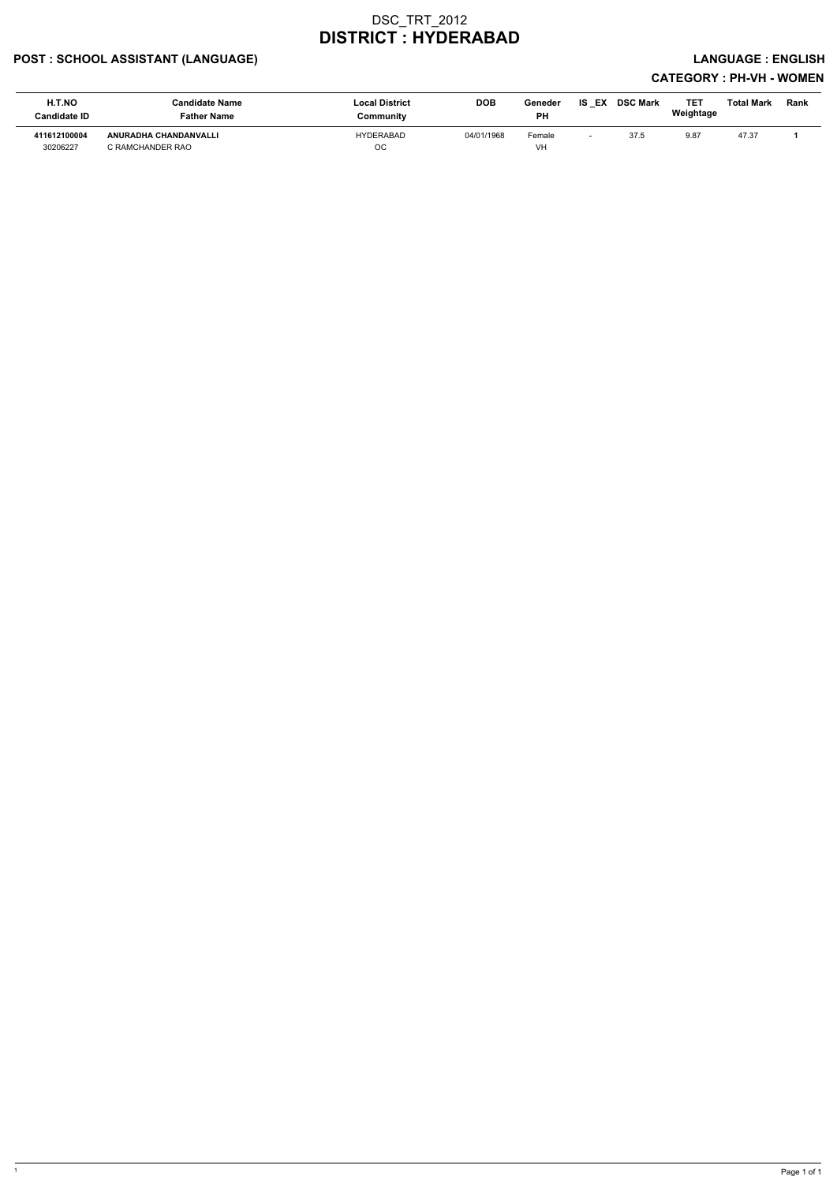# DSC_TRT_2012
# DISTRICT : HYDERABAD

**POST : SCHOOL ASSISTANT (LANGUAGE)** **LANGUAGE : ENGLISH**

**CATEGORY : PH-VH - WOMEN**

| H.T.NO<br>Candidate ID | Candidate Name<br>Father Name | Local District<br>Community | DOB | Geneder<br>PH | IS _EX | DSC Mark | TET Weightage | Total Mark | Rank |
|---|---|---|---|---|---|---|---|---|---|
| **411612100004**<br>30206227 | **ANURADHA CHANDANVALLI**<br>C RAMCHANDER RAO | HYDERABAD<br>OC | 04/01/1968 | Female<br>VH | - | 37.5 | 9.87 | 47.37 | **1** |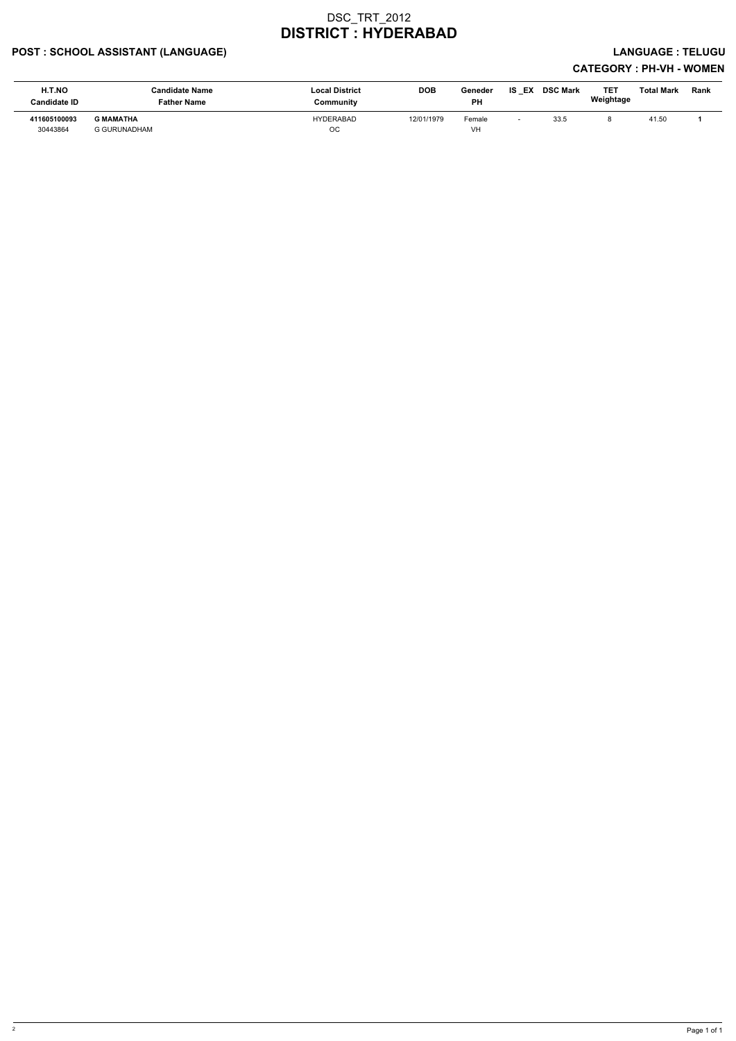# DSC_TRT_2012
# DISTRICT : HYDERABAD

**POST : SCHOOL ASSISTANT (LANGUAGE)** **LANGUAGE : TELUGU**

**CATEGORY : PH-VH - WOMEN**

| H.T.NO<br>Candidate ID | Candidate Name<br>Father Name | Local District<br>Community | DOB | Geneder<br>PH | IS _EX | DSC Mark | TET Weightage | Total Mark | Rank |
|---|---|---|---|---|---|---|---|---|---|
| **411605100093**<br>30443864 | **G MAMATHA**<br>G GURUNADHAM | HYDERABAD<br>OC | 12/01/1979 | Female<br>VH | - | 33.5 | 8 | 41.50 | **1** |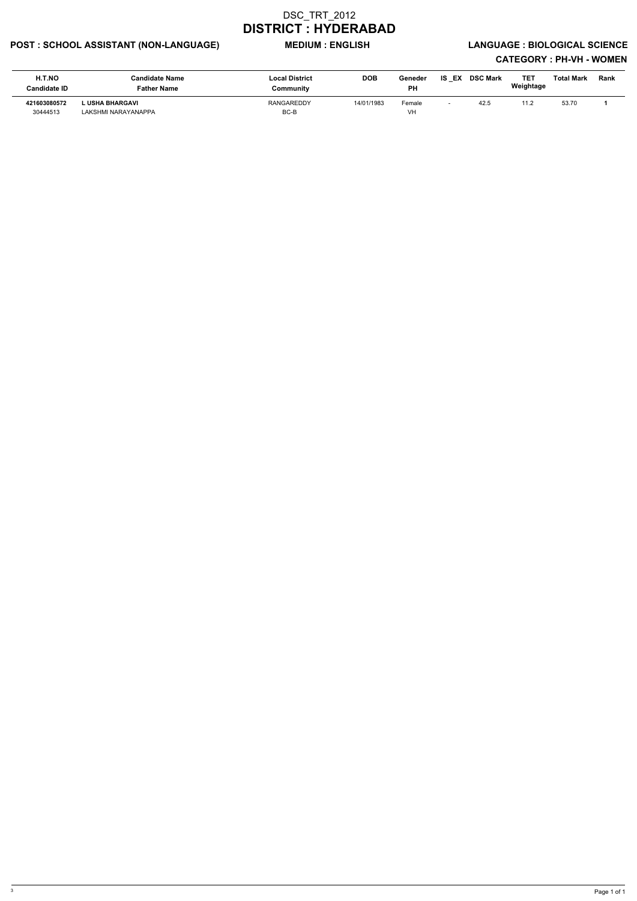# DSC_TRT_2012

# DISTRICT : HYDERABAD

**POST : SCHOOL ASSISTANT (NON-LANGUAGE)** **MEDIUM : ENGLISH** **LANGUAGE : BIOLOGICAL SCIENCE**

**CATEGORY : PH-VH - WOMEN**

| H.T.NO<br>Candidate ID | Candidate Name<br>Father Name | Local District<br>Community | DOB | Geneder<br>PH | IS _EX | DSC Mark | TET Weightage | Total Mark | Rank |
|---|---|---|---|---|---|---|---|---|---|
| **421603080572**<br>30444513 | **L USHA BHARGAVI**<br>LAKSHMI NARAYANAPPA | RANGAREDDY<br>BC-B | 14/01/1983 | Female<br>VH | - | 42.5 | 11.2 | 53.70 | **1** |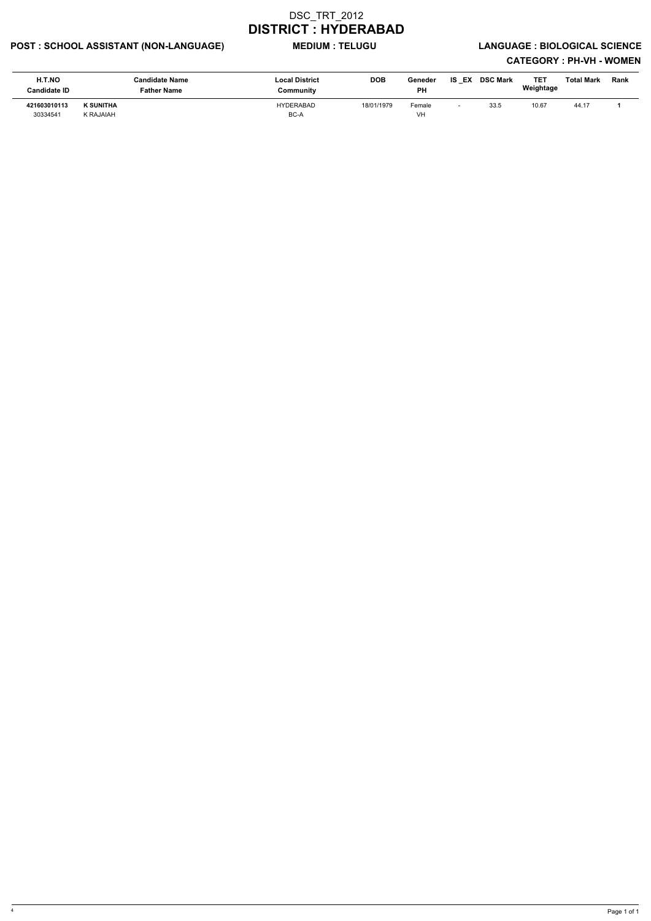# DSC_TRT_2012

# DISTRICT : HYDERABAD

**POST : SCHOOL ASSISTANT (NON-LANGUAGE)** **MEDIUM : TELUGU** **LANGUAGE : BIOLOGICAL SCIENCE**

**CATEGORY : PH-VH - WOMEN**

| H.T.NO<br>Candidate ID | Candidate Name<br>Father Name | Local District<br>Community | DOB | Geneder<br>PH | IS _EX | DSC Mark | TET Weightage | Total Mark | Rank |
|---|---|---|---|---|---|---|---|---|---|
| **421603010113**<br>30334541 | **K SUNITHA**<br>K RAJAIAH | HYDERABAD<br>BC-A | 18/01/1979 | Female<br>VH | - | 33.5 | 10.67 | 44.17 | **1** |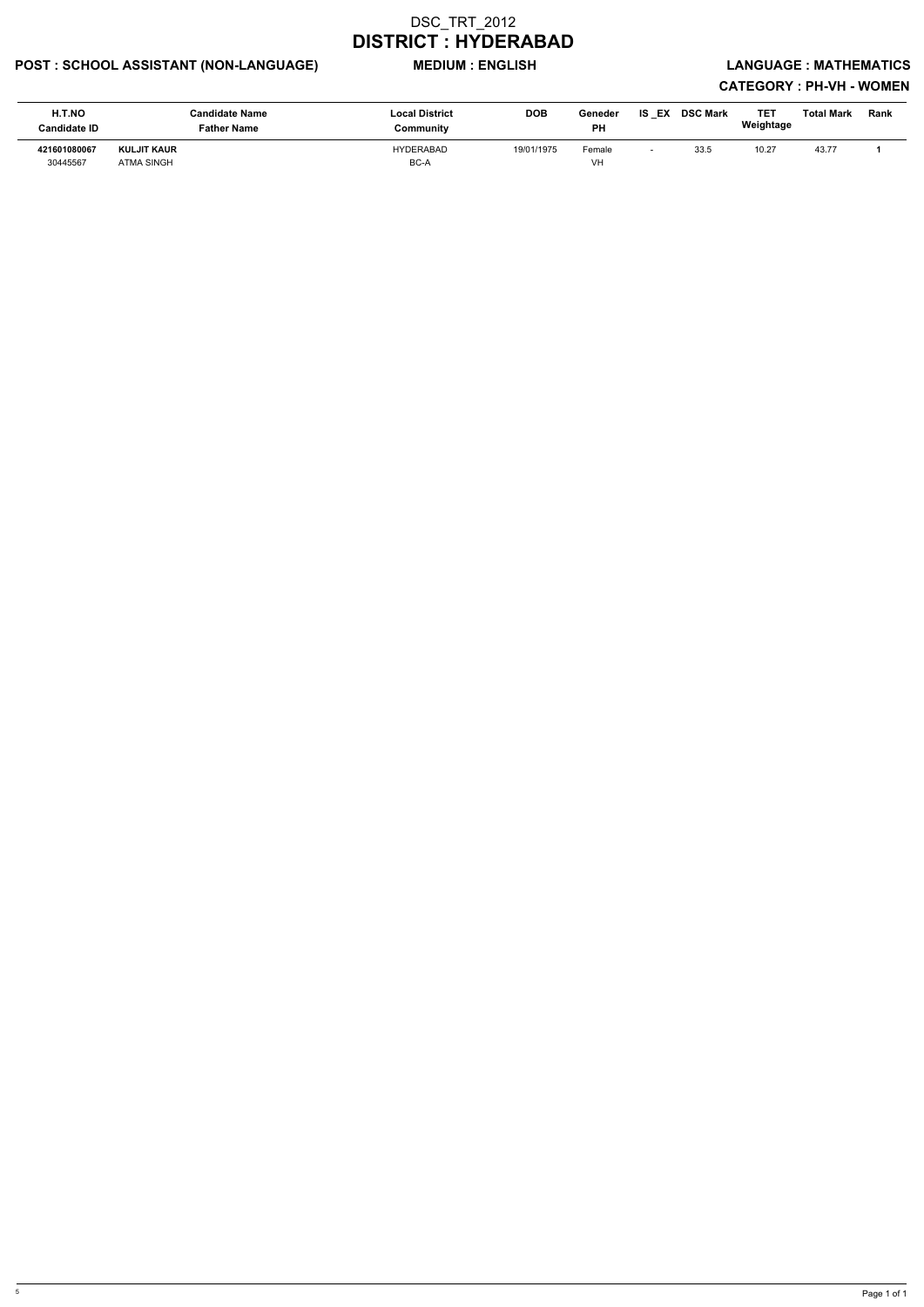# DSC_TRT_2012
# DISTRICT : HYDERABAD

**POST : SCHOOL ASSISTANT (NON-LANGUAGE)** **MEDIUM : ENGLISH** **LANGUAGE : MATHEMATICS**

**CATEGORY : PH-VH - WOMEN**

| H.T.NO<br>Candidate ID | Candidate Name<br>Father Name | Local District<br>Community | DOB | Geneder<br>PH | IS _EX | DSC Mark | TET Weightage | Total Mark | Rank |
|---|---|---|---|---|---|---|---|---|---|
| **421601080067**<br>30445567 | **KULJIT KAUR**<br>ATMA SINGH | HYDERABAD<br>BC-A | 19/01/1975 | Female<br>VH | - | 33.5 | 10.27 | 43.77 | **1** |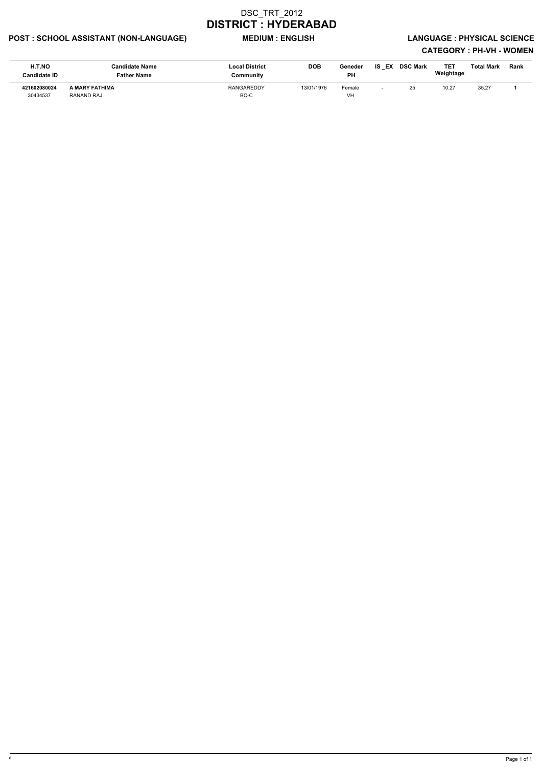# DSC_TRT_2012

## DISTRICT : HYDERABAD

**POST : SCHOOL ASSISTANT (NON-LANGUAGE)** **MEDIUM : ENGLISH** **LANGUAGE : PHYSICAL SCIENCE**

**CATEGORY : PH-VH - WOMEN**

| H.T.NO<br>Candidate ID | Candidate Name<br>Father Name | Local District<br>Community | DOB | Geneder<br>PH | IS _EX | DSC Mark | TET Weightage | Total Mark | Rank |
|---|---|---|---|---|---|---|---|---|---|
| **421602080024**<br>30434537 | **A MARY FATHIMA**<br>RANAND RAJ | RANGAREDDY<br>BC-C | 13/01/1976 | Female<br>VH | - | 25 | 10.27 | 35.27 | **1** |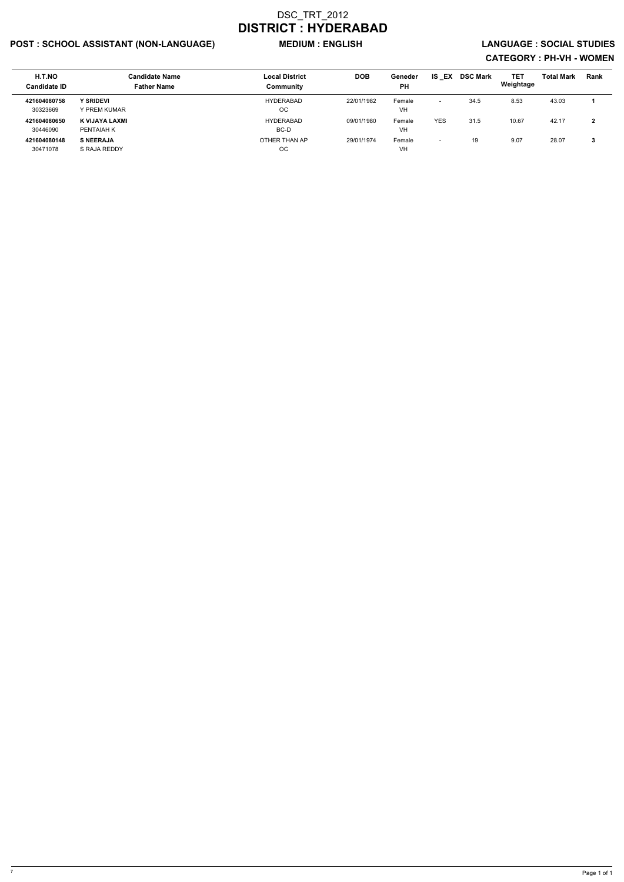# DSC_TRT_2012

# DISTRICT : HYDERABAD

**POST : SCHOOL ASSISTANT (NON-LANGUAGE)** **MEDIUM : ENGLISH** **LANGUAGE : SOCIAL STUDIES**

**CATEGORY : PH-VH - WOMEN**

| H.T.NO<br>Candidate ID | Candidate Name<br>Father Name | Local District<br>Community | DOB | Geneder<br>PH | IS _EX | DSC Mark | TET Weightage | Total Mark | Rank |
|---|---|---|---|---|---|---|---|---|---|
| **421604080758**<br>30323669 | **Y SRIDEVI**<br>Y PREM KUMAR | HYDERABAD<br>OC | 22/01/1982 | Female<br>VH | - | 34.5 | 8.53 | 43.03 | **1** |
| **421604080650**<br>30446090 | **K VIJAYA LAXMI**<br>PENTAIAH K | HYDERABAD<br>BC-D | 09/01/1980 | Female<br>VH | YES | 31.5 | 10.67 | 42.17 | **2** |
| **421604080148**<br>30471078 | **S NEERAJA**<br>S RAJA REDDY | OTHER THAN AP<br>OC | 29/01/1974 | Female<br>VH | - | 19 | 9.07 | 28.07 | **3** |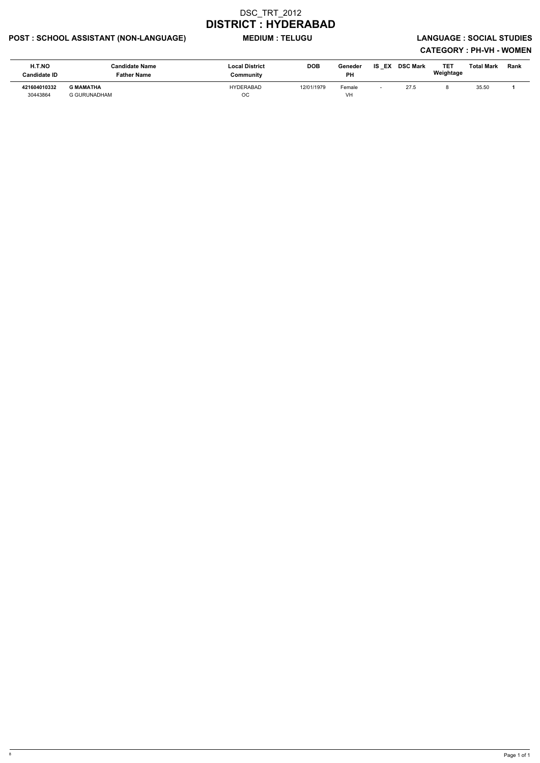# DSC_TRT_2012
# DISTRICT : HYDERABAD

**POST : SCHOOL ASSISTANT (NON-LANGUAGE)** **MEDIUM : TELUGU** **LANGUAGE : SOCIAL STUDIES**

**CATEGORY : PH-VH - WOMEN**

| H.T.NO<br>Candidate ID | Candidate Name<br>Father Name | Local District<br>Community | DOB | Geneder<br>PH | IS _EX | DSC Mark | TET Weightage | Total Mark | Rank |
|---|---|---|---|---|---|---|---|---|---|
| **421604010332**<br>30443864 | **G MAMATHA**<br>G GURUNADHAM | HYDERABAD<br>OC | 12/01/1979 | Female<br>VH | - | 27.5 | 8 | 35.50 | **1** |